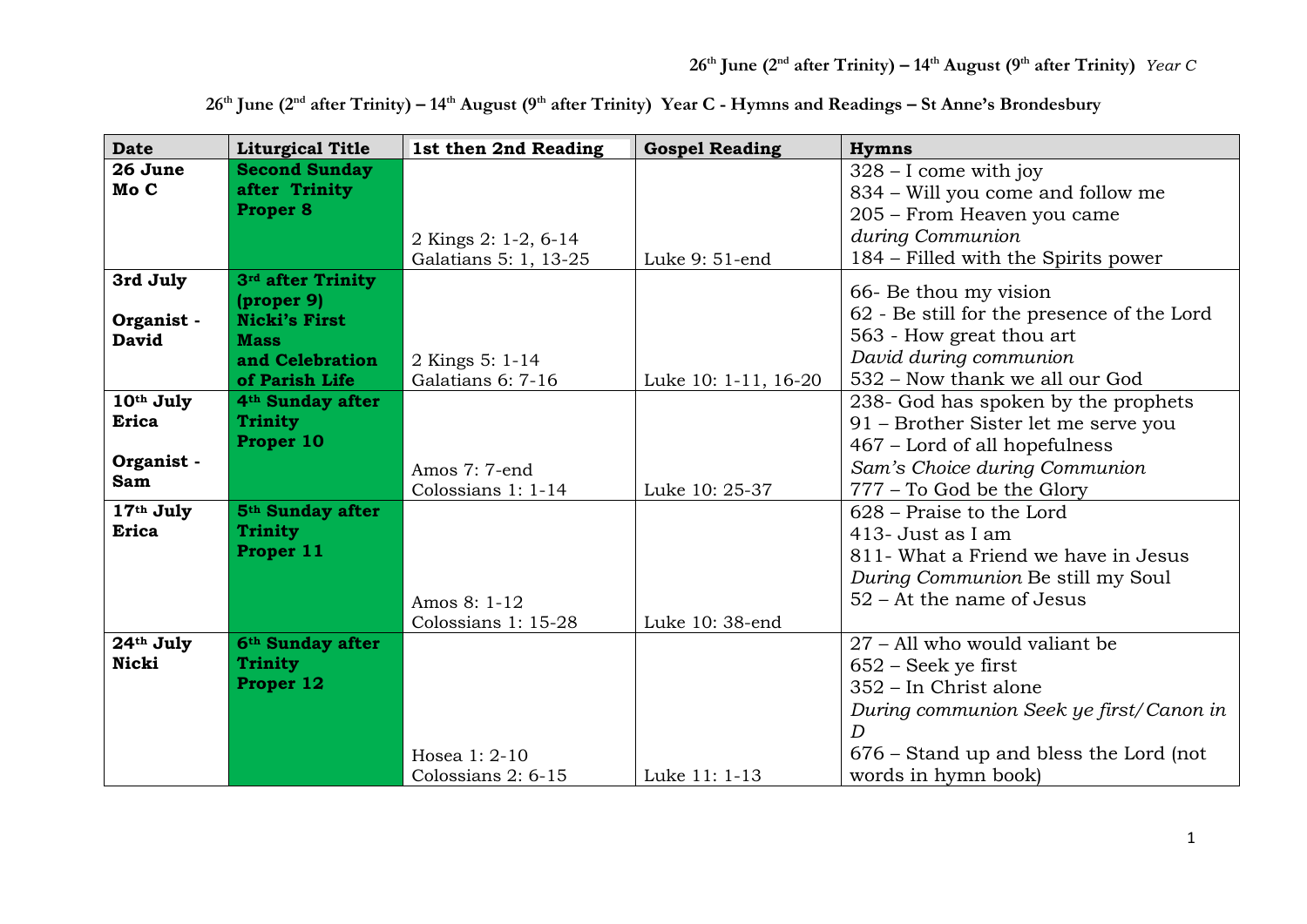# 26th June (2nd after Trinity) – 14th August (9th after Trinity) Year C - Hymns and Readings – St Anne's Brondesbury

| Date | Liturgical Title | 1st then 2nd Reading | Gospel Reading | Hymns |
|---|---|---|---|---|
| **26 June Mo C** | **Second Sunday after Trinity Proper 8** | 2 Kings 2: 1-2, 6-14<br>Galatians 5: 1, 13-25 | Luke 9: 51-end | 328 – I come with joy<br>834 – Will you come and follow me<br>205 – From Heaven you came<br>*during Communion*<br>184 – Filled with the Spirits power |
| **3rd July**<br><br>**Organist - David** | **3rd after Trinity (proper 9) Nicki's First Mass and Celebration of Parish Life** | 2 Kings 5: 1-14<br>Galatians 6: 7-16 | Luke 10: 1-11, 16-20 | 66- Be thou my vision<br>62 - Be still for the presence of the Lord<br>563 - How great thou art<br>*David during communion*<br>532 – Now thank we all our God |
| **10th July Erica**<br><br>**Organist - Sam** | **4th Sunday after Trinity Proper 10** | Amos 7: 7-end<br>Colossians 1: 1-14 | Luke 10: 25-37 | 238- God has spoken by the prophets<br>91 – Brother Sister let me serve you<br>467 – Lord of all hopefulness<br>*Sam's Choice during Communion*<br>777 – To God be the Glory |
| **17th July Erica** | **5th Sunday after Trinity Proper 11** | Amos 8: 1-12<br>Colossians 1: 15-28 | Luke 10: 38-end | 628 – Praise to the Lord<br>413- Just as I am<br>811- What a Friend we have in Jesus<br>*During Communion* Be still my Soul<br>52 – At the name of Jesus |
| **24th July Nicki** | **6th Sunday after Trinity Proper 12** | Hosea 1: 2-10<br>Colossians 2: 6-15 | Luke 11: 1-13 | 27 – All who would valiant be<br>652 – Seek ye first<br>352 – In Christ alone<br>*During communion Seek ye first/Canon in D*<br>676 – Stand up and bless the Lord (not words in hymn book) |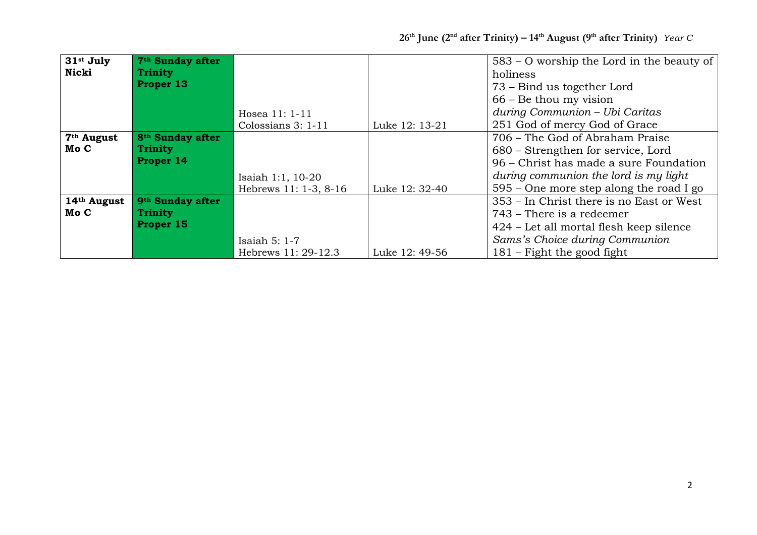26th June (2nd after Trinity) – 14th August (9th after Trinity) *Year C*

| | | | | |
|---|---|---|---|---|
| **31st July**<br>**Nicki** | **7th Sunday after Trinity**<br>**Proper 13** | Hosea 11: 1-11<br>Colossians 3: 1-11 | Luke 12: 13-21 | 583 – O worship the Lord in the beauty of holiness<br>73 – Bind us together Lord<br>66 – Be thou my vision<br>*during Communion – Ubi Caritas*<br>251 God of mercy God of Grace |
| **7th August**<br>**Mo C** | **8th Sunday after Trinity**<br>**Proper 14** | Isaiah 1:1, 10-20<br>Hebrews 11: 1-3, 8-16 | Luke 12: 32-40 | 706 – The God of Abraham Praise<br>680 – Strengthen for service, Lord<br>96 – Christ has made a sure Foundation<br>*during communion the lord is my light*<br>595 – One more step along the road I go |
| **14th August**<br>**Mo C** | **9th Sunday after Trinity**<br>**Proper 15** | Isaiah 5: 1-7<br>Hebrews 11: 29-12.3 | Luke 12: 49-56 | 353 – In Christ there is no East or West<br>743 – There is a redeemer<br>424 – Let all mortal flesh keep silence<br>*Sams's Choice during Communion*<br>181 – Fight the good fight |